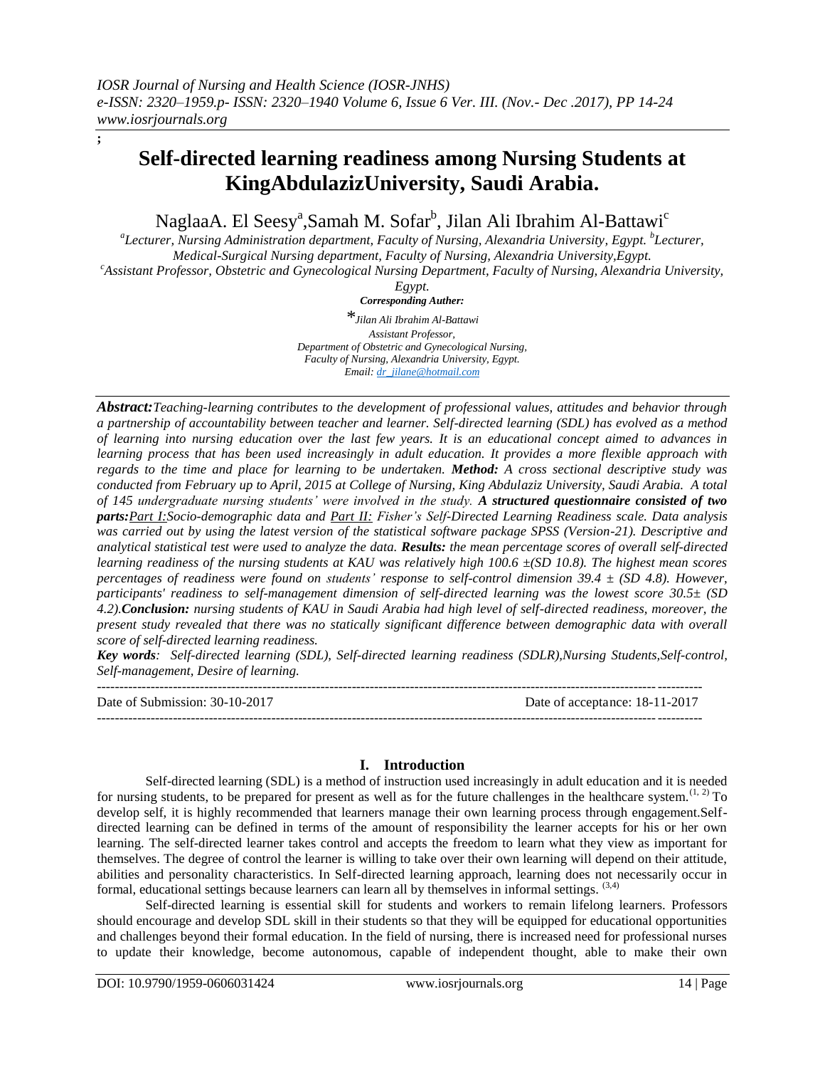;

# Self-directed learning readiness among Nursing Students at KingAbdulazizUniversity, Saudi Arabia.

NaglaaA. El Seesy[a],Samah M. Sofar[b], Jilan Ali Ibrahim Al-Battawi[c]

[a]Lecturer, Nursing Administration department, Faculty of Nursing, Alexandria University, Egypt. [b]Lecturer, Medical-Surgical Nursing department, Faculty of Nursing, Alexandria University,Egypt.
[c]Assistant Professor, Obstetric and Gynecological Nursing Department, Faculty of Nursing, Alexandria University, Egypt.

***Corresponding Auther:***

**Jilan Ali Ibrahim Al-Battawi*
*Assistant Professor,*
*Department of Obstetric and Gynecological Nursing,*
*Faculty of Nursing, Alexandria University, Egypt.*
*Email: dr_jilane@hotmail.com*

***Abstract:****Teaching-learning contributes to the development of professional values, attitudes and behavior through a partnership of accountability between teacher and learner. Self-directed learning (SDL) has evolved as a method of learning into nursing education over the last few years. It is an educational concept aimed to advances in learning process that has been used increasingly in adult education. It provides a more flexible approach with regards to the time and place for learning to be undertaken.* ***Method:*** *A cross sectional descriptive study was conducted from February up to April, 2015 at College of Nursing, King Abdulaziz University, Saudi Arabia. A total of 145 undergraduate nursing students' were involved in the study.* ***A structured questionnaire consisted of two parts:****Part I:Socio-demographic data and Part II: Fisher's Self-Directed Learning Readiness scale. Data analysis was carried out by using the latest version of the statistical software package SPSS (Version-21). Descriptive and analytical statistical test were used to analyze the data.* ***Results:*** *the mean percentage scores of overall self-directed learning readiness of the nursing students at KAU was relatively high 100.6 ±(SD 10.8). The highest mean scores percentages of readiness were found on students' response to self-control dimension 39.4 ± (SD 4.8). However, participants' readiness to self-management dimension of self-directed learning was the lowest score 30.5± (SD 4.2).****Conclusion:*** *nursing students of KAU in Saudi Arabia had high level of self-directed readiness, moreover, the present study revealed that there was no statically significant difference between demographic data with overall score of self-directed learning readiness.*

***Key words****: Self-directed learning (SDL), Self-directed learning readiness (SDLR),Nursing Students,Self-control, Self-management, Desire of learning.*

---

Date of Submission: 30-10-2017 Date of acceptance: 18-11-2017

---

## I. Introduction

Self-directed learning (SDL) is a method of instruction used increasingly in adult education and it is needed for nursing students, to be prepared for present as well as for the future challenges in the healthcare system.[1, 2] To develop self, it is highly recommended that learners manage their own learning process through engagement.Self-directed learning can be defined in terms of control of the amount of responsibility the learner accepts for his or her own learning. The self-directed learner takes control and accepts the freedom to learn what they view as important for themselves. The degree of control the learner is willing to take over their own learning will depend on their attitude, abilities and personality characteristics. In Self-directed learning approach, learning does not necessarily occur in formal, educational settings because learners can learn all by themselves in informal settings. [3,4]

Self-directed learning is essential skill for students and workers to remain lifelong learners. Professors should encourage and develop SDL skill in their students so that they will be equipped for educational opportunities and challenges beyond their formal education. In the field of nursing, there is increased need for professional nurses to update their knowledge, become autonomous, capable of independent thought, able to make their own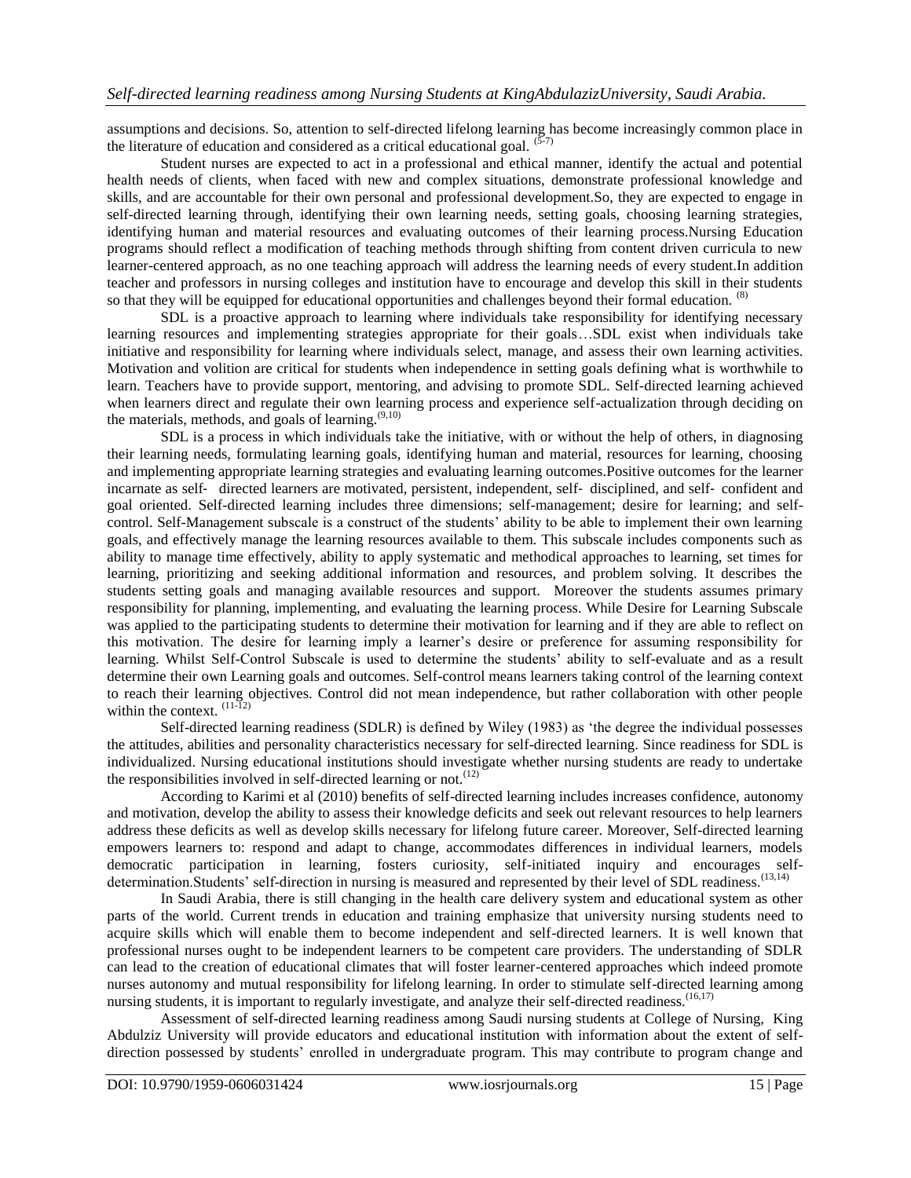assumptions and decisions. So, attention to self-directed lifelong learning has become increasingly common place in the literature of education and considered as a critical educational goal. [5-7]

Student nurses are expected to act in a professional and ethical manner, identify the actual and potential health needs of clients, when faced with new and complex situations, demonstrate professional knowledge and skills, and are accountable for their own personal and professional development.So, they are expected to engage in self-directed learning through, identifying their own learning needs, setting goals, choosing learning strategies, identifying human and material resources and evaluating outcomes of their learning process.Nursing Education programs should reflect a modification of teaching methods through shifting from content driven curricula to new learner-centered approach, as no one teaching approach will address the learning needs of every student.In addition teacher and professors in nursing colleges and institution have to encourage and develop this skill in their students so that they will be equipped for educational opportunities and challenges beyond their formal education. [8]

SDL is a proactive approach to learning where individuals take responsibility for identifying necessary learning resources and implementing strategies appropriate for their goals…SDL exist when individuals take initiative and responsibility for learning where individuals select, manage, and assess their own learning activities. Motivation and volition are critical for students when independence in setting goals defining what is worthwhile to learn. Teachers have to provide support, mentoring, and advising to promote SDL. Self-directed learning achieved when learners direct and regulate their own learning process and experience self-actualization through deciding on the materials, methods, and goals of learning.[9,10]

SDL is a process in which individuals take the initiative, with or without the help of others, in diagnosing their learning needs, formulating learning goals, identifying human and material, resources for learning, choosing and implementing appropriate learning strategies and evaluating learning outcomes.Positive outcomes for the learner incarnate as self- directed learners are motivated, persistent, independent, self- disciplined, and self- confident and goal oriented. Self-directed learning includes three dimensions; self-management; desire for learning; and self-control. Self-Management subscale is a construct of the students' ability to be able to implement their own learning goals, and effectively manage the learning resources available to them. This subscale includes components such as ability to manage time effectively, ability to apply systematic and methodical approaches to learning, set times for learning, prioritizing and seeking additional information and resources, and problem solving. It describes the students setting goals and managing available resources and support. Moreover the students assumes primary responsibility for planning, implementing, and evaluating the learning process. While Desire for Learning Subscale was applied to the participating students to determine their motivation for learning and if they are able to reflect on this motivation. The desire for learning imply a learner's desire or preference for assuming responsibility for learning. Whilst Self-Control Subscale is used to determine the students' ability to self-evaluate and as a result determine their own Learning goals and outcomes. Self-control means learners taking control of the learning context to reach their learning objectives. Control did not mean independence, but rather collaboration with other people within the context. [11-12]

Self-directed learning readiness (SDLR) is defined by Wiley (1983) as 'the degree the individual possesses the attitudes, abilities and personality characteristics necessary for self-directed learning. Since readiness for SDL is individualized. Nursing educational institutions should investigate whether nursing students are ready to undertake the responsibilities involved in self-directed learning or not.[12]

According to Karimi et al (2010) benefits of self-directed learning includes increases confidence, autonomy and motivation, develop the ability to assess their knowledge deficits and seek out relevant resources to help learners address these deficits as well as develop skills necessary for lifelong future career. Moreover, Self-directed learning empowers learners to: respond and adapt to change, accommodates differences in individual learners, models democratic participation in learning, fosters curiosity, self-initiated inquiry and encourages self-determination.Students' self-direction in nursing is measured and represented by their level of SDL readiness.[13,14]

In Saudi Arabia, there is still changing in the health care delivery system and educational system as other parts of the world. Current trends in education and training emphasize that university nursing students need to acquire skills which will enable them to become independent and self-directed learners. It is well known that professional nurses ought to be independent learners to be competent care providers. The understanding of SDLR can lead to the creation of educational climates that will foster learner-centered approaches which indeed promote nurses autonomy and mutual responsibility for lifelong learning. In order to stimulate self-directed learning among nursing students, it is important to regularly investigate, and analyze their self-directed readiness.[16,17]

Assessment of self-directed learning readiness among Saudi nursing students at College of Nursing, King Abdulziz University will provide educators and educational institution with information about the extent of self-direction possessed by students' enrolled in undergraduate program. This may contribute to program change and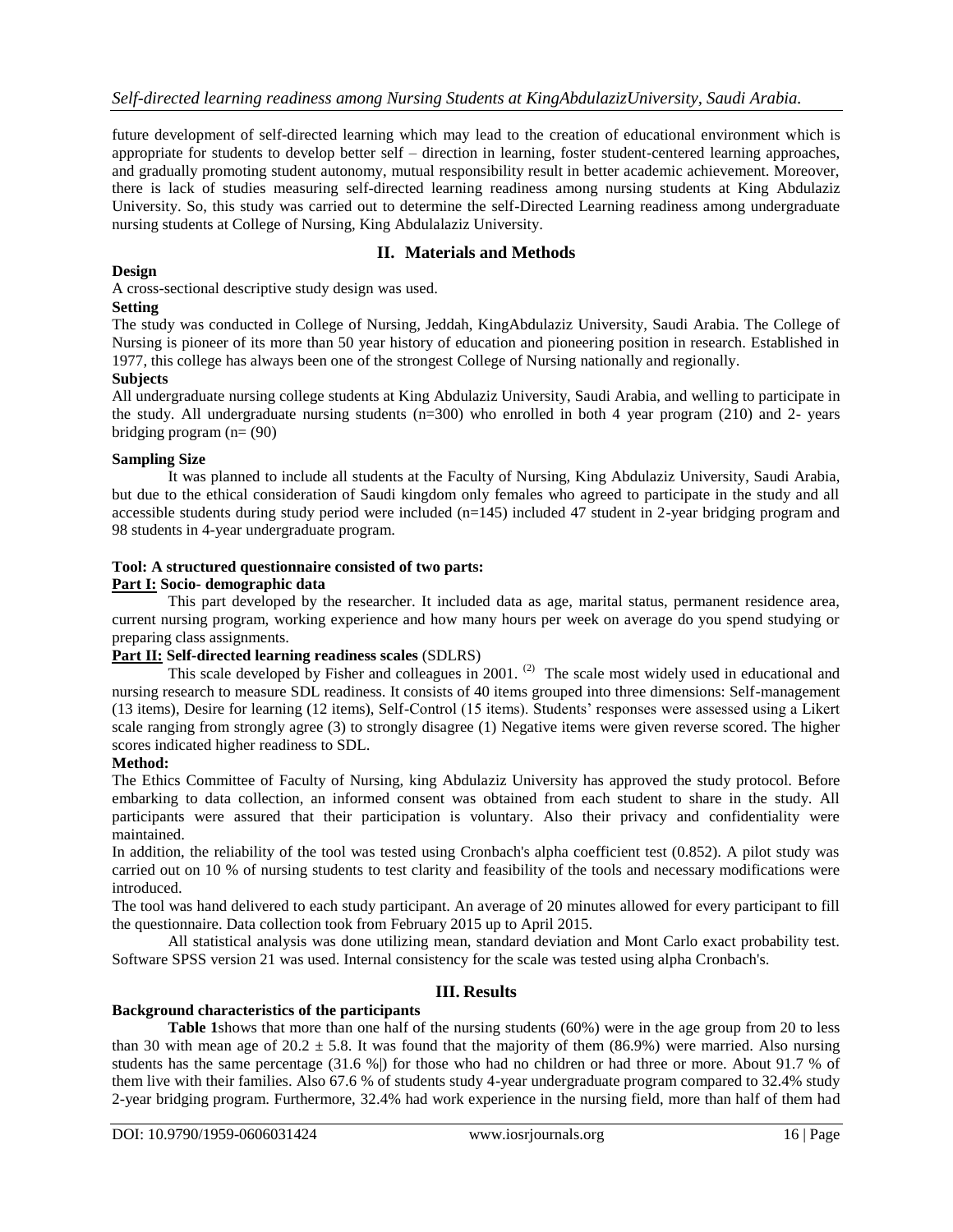future development of self-directed learning which may lead to the creation of educational environment which is appropriate for students to develop better self – direction in learning, foster student-centered learning approaches, and gradually promoting student autonomy, mutual responsibility result in better academic achievement. Moreover, there is lack of studies measuring self-directed learning readiness among nursing students at King Abdulaziz University. So, this study was carried out to determine the self-Directed Learning readiness among undergraduate nursing students at College of Nursing, King Abdulalaziz University.

## II. Materials and Methods

**Design**

A cross-sectional descriptive study design was used.

**Setting**

The study was conducted in College of Nursing, Jeddah, KingAbdulaziz University, Saudi Arabia. The College of Nursing is pioneer of its more than 50 year history of education and pioneering position in research. Established in 1977, this college has always been one of the strongest College of Nursing nationally and regionally.

**Subjects**

All undergraduate nursing college students at King Abdulaziz University, Saudi Arabia, and welling to participate in the study. All undergraduate nursing students (n=300) who enrolled in both 4 year program (210) and 2- years bridging program (n= (90)

**Sampling Size**

It was planned to include all students at the Faculty of Nursing, King Abdulaziz University, Saudi Arabia, but due to the ethical consideration of Saudi kingdom only females who agreed to participate in the study and all accessible students during study period were included (n=145) included 47 student in 2-year bridging program and 98 students in 4-year undergraduate program.

**Tool: A structured questionnaire consisted of two parts:**

**Part I: Socio- demographic data**

This part developed by the researcher. It included data as age, marital status, permanent residence area, current nursing program, working experience and how many hours per week on average do you spend studying or preparing class assignments.

**Part II: Self-directed learning readiness scales** (SDLRS)

This scale developed by Fisher and colleagues in 2001. [2] The scale most widely used in educational and nursing research to measure SDL readiness. It consists of 40 items grouped into three dimensions: Self-management (13 items), Desire for learning (12 items), Self-Control (15 items). Students' responses were assessed using a Likert scale ranging from strongly agree (3) to strongly disagree (1) Negative items were given reverse scored. The higher scores indicated higher readiness to SDL.

**Method:**

The Ethics Committee of Faculty of Nursing, king Abdulaziz University has approved the study protocol. Before embarking to data collection, an informed consent was obtained from each student to share in the study. All participants were assured that their participation is voluntary. Also their privacy and confidentiality were maintained.

In addition, the reliability of the tool was tested using Cronbach's alpha coefficient test (0.852). A pilot study was carried out on 10 % of nursing students to test clarity and feasibility of the tools and necessary modifications were introduced.

The tool was hand delivered to each study participant. An average of 20 minutes allowed for every participant to fill the questionnaire. Data collection took from February 2015 up to April 2015.

All statistical analysis was done utilizing mean, standard deviation and Mont Carlo exact probability test. Software SPSS version 21 was used. Internal consistency for the scale was tested using alpha Cronbach's.

## III. Results

**Background characteristics of the participants**

**Table 1**shows that more than one half of the nursing students (60%) were in the age group from 20 to less than 30 with mean age of $20.2 \pm 5.8$. It was found that the majority of them (86.9%) were married. Also nursing students has the same percentage (31.6 %|) for those who had no children or had three or more. About 91.7 % of them live with their families. Also 67.6 % of students study 4-year undergraduate program compared to 32.4% study 2-year bridging program. Furthermore, 32.4% had work experience in the nursing field, more than half of them had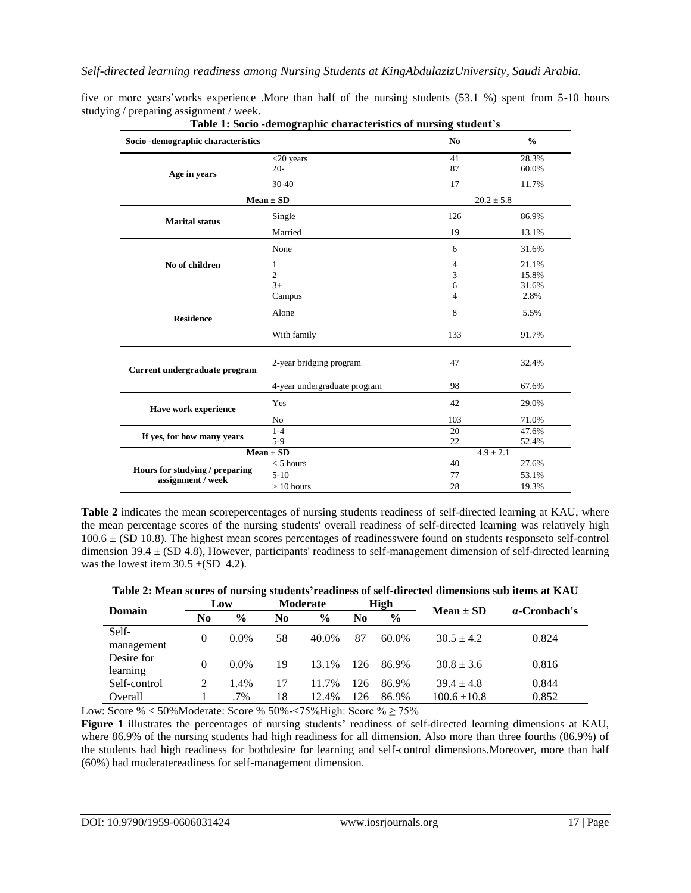five or more years'works experience .More than half of the nursing students (53.1 %) spent from 5-10 hours studying / preparing assignment / week.

**Table 1: Socio -demographic characteristics of nursing student's**

| Socio -demographic characteristics | | No | % |
|---|---|---|---|
| Age in years | <20 years | 41 | 28.3% |
| | 20- | 87 | 60.0% |
| | 30-40 | 17 | 11.7% |
| Mean ± SD | | 20.2 ± 5.8 | |
| Marital status | Single | 126 | 86.9% |
| | Married | 19 | 13.1% |
| No of children | None | 6 | 31.6% |
| | 1 | 4 | 21.1% |
| | 2 | 3 | 15.8% |
| | 3+ | 6 | 31.6% |
| Residence | Campus | 4 | 2.8% |
| | Alone | 8 | 5.5% |
| | With family | 133 | 91.7% |
| Current undergraduate program | 2-year bridging program | 47 | 32.4% |
| | 4-year undergraduate program | 98 | 67.6% |
| Have work experience | Yes | 42 | 29.0% |
| | No | 103 | 71.0% |
| If yes, for how many years | 1-4 | 20 | 47.6% |
| | 5-9 | 22 | 52.4% |
| Mean ± SD | | 4.9 ± 2.1 | |
| Hours for studying / preparing assignment / week | < 5 hours | 40 | 27.6% |
| | 5-10 | 77 | 53.1% |
| | > 10 hours | 28 | 19.3% |

**Table 2** indicates the mean scorepercentages of nursing students readiness of self-directed learning at KAU, where the mean percentage scores of the nursing students' overall readiness of self-directed learning was relatively high 100.6 ± (SD 10.8). The highest mean scores percentages of readinesswere found on students responseto self-control dimension 39.4 ± (SD 4.8), However, participants' readiness to self-management dimension of self-directed learning was the lowest item 30.5 ±(SD 4.2).

**Table 2: Mean scores of nursing students'readiness of self-directed dimensions sub items at KAU**

| Domain | Low | | Moderate | | High | | Mean ± SD | α-Cronbach's |
|---|---|---|---|---|---|---|---|---|
| | No | % | No | % | No | % | | |
| Self-management | 0 | 0.0% | 58 | 40.0% | 87 | 60.0% | 30.5 ± 4.2 | 0.824 |
| Desire for learning | 0 | 0.0% | 19 | 13.1% | 126 | 86.9% | 30.8 ± 3.6 | 0.816 |
| Self-control | 2 | 1.4% | 17 | 11.7% | 126 | 86.9% | 39.4 ± 4.8 | 0.844 |
| Overall | 1 | .7% | 18 | 12.4% | 126 | 86.9% | 100.6 ±10.8 | 0.852 |

Low: Score % < 50%Moderate: Score % 50%-<75%High: Score % ≥ 75%

**Figure 1** illustrates the percentages of nursing students' readiness of self-directed learning dimensions at KAU, where 86.9% of the nursing students had high readiness for all dimension. Also more than three fourths (86.9%) of the students had high readiness for bothdesire for learning and self-control dimensions.Moreover, more than half (60%) had moderatereadiness for self-management dimension.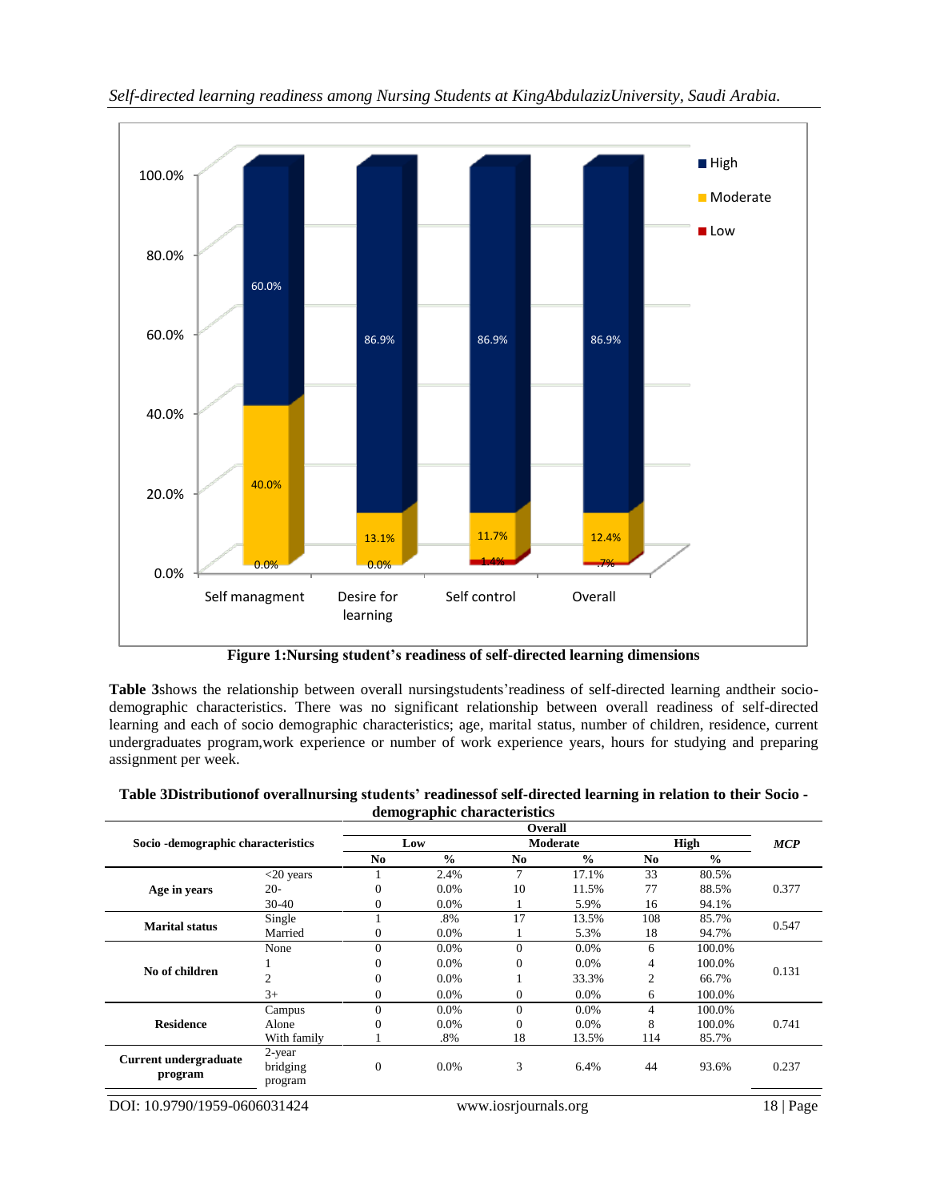Figure 1:Nursing student's readiness of self-directed learning dimensions

**Table 3**shows the relationship between overall nursingstudents'readiness of self-directed learning andtheir socio-demographic characteristics. There was no significant relationship between overall readiness of self-directed learning and each of socio demographic characteristics; age, marital status, number of children, residence, current undergraduates program,work experience or number of work experience years, hours for studying and preparing assignment per week.

**Table 3Distributionof overallnursing students' readinessof self-directed learning in relation to their Socio -demographic characteristics**

| Socio -demographic characteristics | | Overall | | | | | | MCP |
|---|---|---|---|---|---|---|---|---|
| | | Low | | Moderate | | High | | |
| | | No | % | No | % | No | % | |
| **Age in years** | <20 years | 1 | 2.4% | 7 | 17.1% | 33 | 80.5% | 0.377 |
| | 20- | 0 | 0.0% | 10 | 11.5% | 77 | 88.5% | |
| | 30-40 | 0 | 0.0% | 1 | 5.9% | 16 | 94.1% | |
| **Marital status** | Single | 1 | .8% | 17 | 13.5% | 108 | 85.7% | 0.547 |
| | Married | 0 | 0.0% | 1 | 5.3% | 18 | 94.7% | |
| **No of children** | None | 0 | 0.0% | 0 | 0.0% | 6 | 100.0% | 0.131 |
| | 1 | 0 | 0.0% | 0 | 0.0% | 4 | 100.0% | |
| | 2 | 0 | 0.0% | 1 | 33.3% | 2 | 66.7% | |
| | 3+ | 0 | 0.0% | 0 | 0.0% | 6 | 100.0% | |
| **Residence** | Campus | 0 | 0.0% | 0 | 0.0% | 4 | 100.0% | 0.741 |
| | Alone | 0 | 0.0% | 0 | 0.0% | 8 | 100.0% | |
| | With family | 1 | .8% | 18 | 13.5% | 114 | 85.7% | |
| **Current undergraduate program** | 2-year bridging program | 0 | 0.0% | 3 | 6.4% | 44 | 93.6% | 0.237 |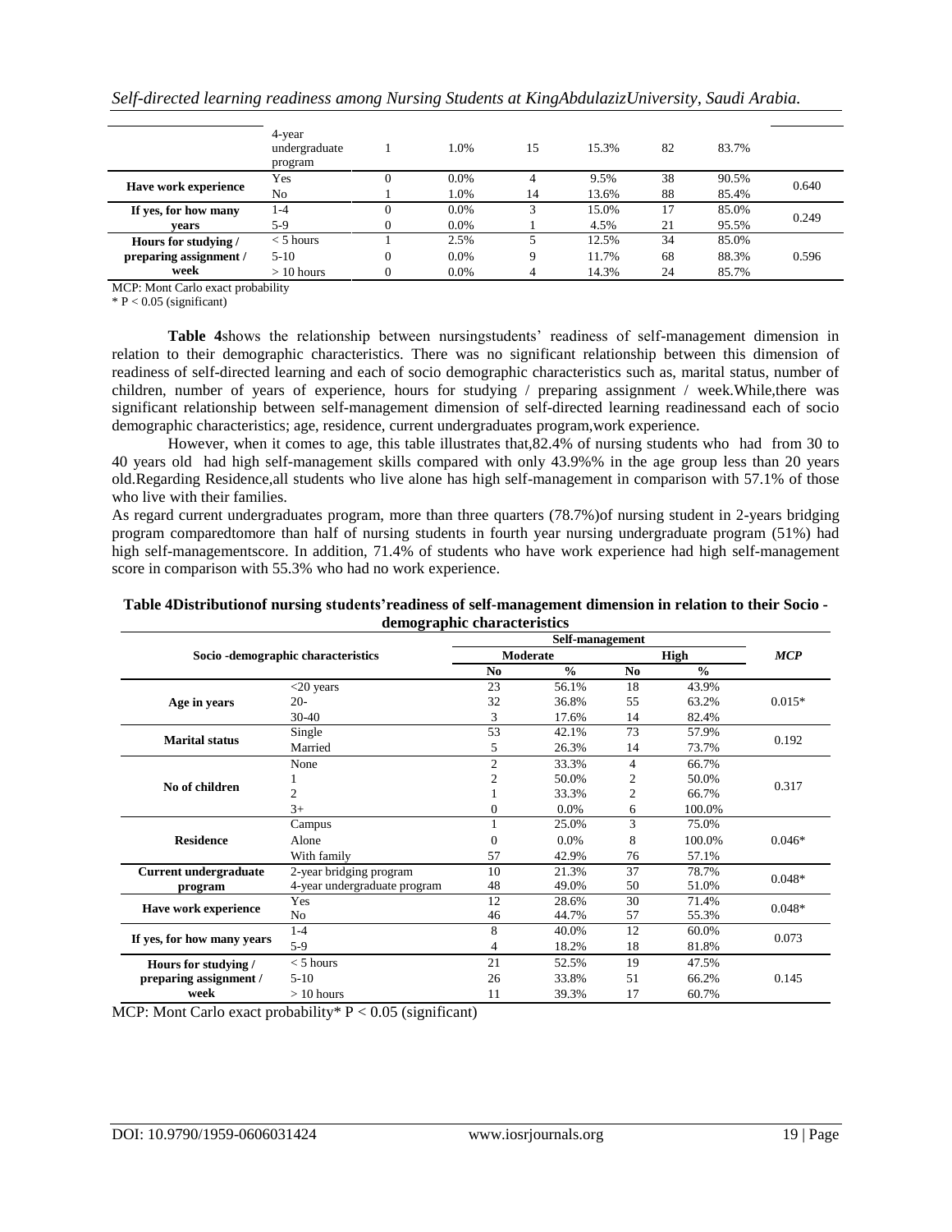| | | | | | | | | |
|---|---|---|---|---|---|---|---|---|
| | 4-year undergraduate program | 1 | 1.0% | 15 | 15.3% | 82 | 83.7% | |
| **Have work experience** | Yes | 0 | 0.0% | 4 | 9.5% | 38 | 90.5% | 0.640 |
| | No | 1 | 1.0% | 14 | 13.6% | 88 | 85.4% | |
| **If yes, for how many years** | 1-4 | 0 | 0.0% | 3 | 15.0% | 17 | 85.0% | 0.249 |
| | 5-9 | 0 | 0.0% | 1 | 4.5% | 21 | 95.5% | |
| **Hours for studying / preparing assignment / week** | < 5 hours | 1 | 2.5% | 5 | 12.5% | 34 | 85.0% | 0.596 |
| | 5-10 | 0 | 0.0% | 9 | 11.7% | 68 | 88.3% | |
| | > 10 hours | 0 | 0.0% | 4 | 14.3% | 24 | 85.7% | |

MCP: Mont Carlo exact probability

* P < 0.05 (significant)

**Table 4**shows the relationship between nursingstudents' readiness of self-management dimension in relation to their demographic characteristics. There was no significant relationship between this dimension of readiness of self-directed learning and each of socio demographic characteristics such as, marital status, number of children, number of years of experience, hours for studying / preparing assignment / week.While,there was significant relationship between self-management dimension of self-directed learning readinessand each of socio demographic characteristics; age, residence, current undergraduates program,work experience.

However, when it comes to age, this table illustrates that,82.4% of nursing students who had from 30 to 40 years old had high self-management skills compared with only 43.9%% in the age group less than 20 years old.Regarding Residence,all students who live alone has high self-management in comparison with 57.1% of those who live with their families.

As regard current undergraduates program, more than three quarters (78.7%)of nursing student in 2-years bridging program comparedtomore than half of nursing students in fourth year nursing undergraduate program (51%) had high self-managementscore. In addition, 71.4% of students who have work experience had high self-management score in comparison with 55.3% who had no work experience.

**Table 4Distributionof nursing students'readiness of self-management dimension in relation to their Socio - demographic characteristics**

| Socio -demographic characteristics | | Self-management | | | | *MCP* |
|---|---|---|---|---|---|---|
| | | Moderate | | High | | |
| | | No | % | No | % | |
| **Age in years** | <20 years | 23 | 56.1% | 18 | 43.9% | 0.015* |
| | 20- | 32 | 36.8% | 55 | 63.2% | |
| | 30-40 | 3 | 17.6% | 14 | 82.4% | |
| **Marital status** | Single | 53 | 42.1% | 73 | 57.9% | 0.192 |
| | Married | 5 | 26.3% | 14 | 73.7% | |
| **No of children** | None | 2 | 33.3% | 4 | 66.7% | 0.317 |
| | 1 | 2 | 50.0% | 2 | 50.0% | |
| | 2 | 1 | 33.3% | 2 | 66.7% | |
| | 3+ | 0 | 0.0% | 6 | 100.0% | |
| **Residence** | Campus | 1 | 25.0% | 3 | 75.0% | 0.046* |
| | Alone | 0 | 0.0% | 8 | 100.0% | |
| | With family | 57 | 42.9% | 76 | 57.1% | |
| **Current undergraduate program** | 2-year bridging program | 10 | 21.3% | 37 | 78.7% | 0.048* |
| | 4-year undergraduate program | 48 | 49.0% | 50 | 51.0% | |
| **Have work experience** | Yes | 12 | 28.6% | 30 | 71.4% | 0.048* |
| | No | 46 | 44.7% | 57 | 55.3% | |
| **If yes, for how many years** | 1-4 | 8 | 40.0% | 12 | 60.0% | 0.073 |
| | 5-9 | 4 | 18.2% | 18 | 81.8% | |
| **Hours for studying / preparing assignment / week** | < 5 hours | 21 | 52.5% | 19 | 47.5% | 0.145 |
| | 5-10 | 26 | 33.8% | 51 | 66.2% | |
| | > 10 hours | 11 | 39.3% | 17 | 60.7% | |

MCP: Mont Carlo exact probability* P < 0.05 (significant)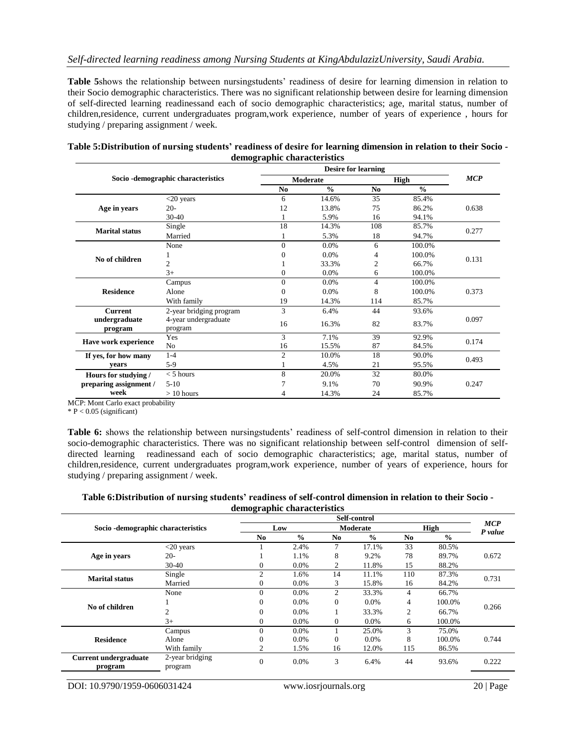**Table 5**shows the relationship between nursingstudents' readiness of desire for learning dimension in relation to their Socio demographic characteristics. There was no significant relationship between desire for learning dimension of self-directed learning readinessand each of socio demographic characteristics; age, marital status, number of children,residence, current undergraduates program,work experience, number of years of experience , hours for studying / preparing assignment / week.

**Table 5:Distribution of nursing students' readiness of desire for learning dimension in relation to their Socio -demographic characteristics**

| Socio -demographic characteristics | | Desire for learning | | | | MCP |
|---|---|---|---|---|---|---|
| | | Moderate | | High | | |
| | | No | % | No | % | |
| Age in years | <20 years | 6 | 14.6% | 35 | 85.4% | 0.638 |
| | 20- | 12 | 13.8% | 75 | 86.2% | |
| | 30-40 | 1 | 5.9% | 16 | 94.1% | |
| Marital status | Single | 18 | 14.3% | 108 | 85.7% | 0.277 |
| | Married | 1 | 5.3% | 18 | 94.7% | |
| No of children | None | 0 | 0.0% | 6 | 100.0% | 0.131 |
| | 1 | 0 | 0.0% | 4 | 100.0% | |
| | 2 | 1 | 33.3% | 2 | 66.7% | |
| | 3+ | 0 | 0.0% | 6 | 100.0% | |
| Residence | Campus | 0 | 0.0% | 4 | 100.0% | 0.373 |
| | Alone | 0 | 0.0% | 8 | 100.0% | |
| | With family | 19 | 14.3% | 114 | 85.7% | |
| Current undergraduate program | 2-year bridging program | 3 | 6.4% | 44 | 93.6% | 0.097 |
| | 4-year undergraduate program | 16 | 16.3% | 82 | 83.7% | |
| Have work experience | Yes | 3 | 7.1% | 39 | 92.9% | 0.174 |
| | No | 16 | 15.5% | 87 | 84.5% | |
| If yes, for how many years | 1-4 | 2 | 10.0% | 18 | 90.0% | 0.493 |
| | 5-9 | 1 | 4.5% | 21 | 95.5% | |
| Hours for studying / preparing assignment / week | < 5 hours | 8 | 20.0% | 32 | 80.0% | 0.247 |
| | 5-10 | 7 | 9.1% | 70 | 90.9% | |
| | > 10 hours | 4 | 14.3% | 24 | 85.7% | |

MCP: Mont Carlo exact probability
* P < 0.05 (significant)

**Table 6:** shows the relationship between nursingstudents' readiness of self-control dimension in relation to their socio-demographic characteristics. There was no significant relationship between self-control dimension of self-directed learning readinessand each of socio demographic characteristics; age, marital status, number of children,residence, current undergraduates program,work experience, number of years of experience, hours for studying / preparing assignment / week.

**Table 6:Distribution of nursing students' readiness of self-control dimension in relation to their Socio -demographic characteristics**

| Socio -demographic characteristics | | Self-control | | | | | | MCP P value |
|---|---|---|---|---|---|---|---|---|
| | | Low | | Moderate | | High | | |
| | | No | % | No | % | No | % | |
| Age in years | <20 years | 1 | 2.4% | 7 | 17.1% | 33 | 80.5% | 0.672 |
| | 20- | 1 | 1.1% | 8 | 9.2% | 78 | 89.7% | |
| | 30-40 | 0 | 0.0% | 2 | 11.8% | 15 | 88.2% | |
| Marital status | Single | 2 | 1.6% | 14 | 11.1% | 110 | 87.3% | 0.731 |
| | Married | 0 | 0.0% | 3 | 15.8% | 16 | 84.2% | |
| No of children | None | 0 | 0.0% | 2 | 33.3% | 4 | 66.7% | 0.266 |
| | 1 | 0 | 0.0% | 0 | 0.0% | 4 | 100.0% | |
| | 2 | 0 | 0.0% | 1 | 33.3% | 2 | 66.7% | |
| | 3+ | 0 | 0.0% | 0 | 0.0% | 6 | 100.0% | |
| Residence | Campus | 0 | 0.0% | 1 | 25.0% | 3 | 75.0% | 0.744 |
| | Alone | 0 | 0.0% | 0 | 0.0% | 8 | 100.0% | |
| | With family | 2 | 1.5% | 16 | 12.0% | 115 | 86.5% | |
| Current undergraduate program | 2-year bridging program | 0 | 0.0% | 3 | 6.4% | 44 | 93.6% | 0.222 |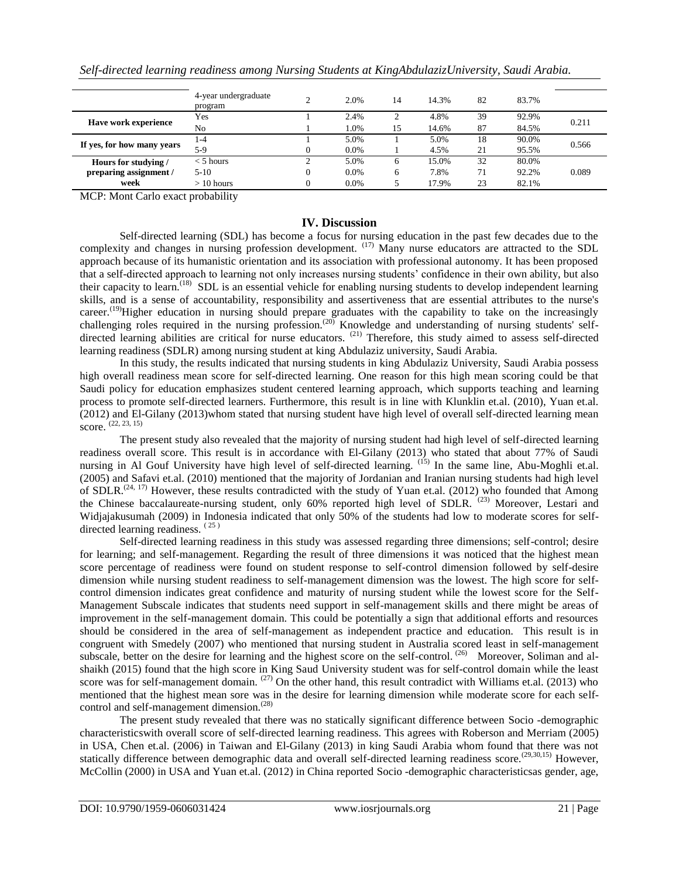| | 4-year undergraduate program | 2 | 2.0% | 14 | 14.3% | 82 | 83.7% | |
|---|---|---|---|---|---|---|---|---|
| **Have work experience** | Yes | 1 | 2.4% | 2 | 4.8% | 39 | 92.9% | 0.211 |
| | No | 1 | 1.0% | 15 | 14.6% | 87 | 84.5% | |
| **If yes, for how many years** | 1-4 | 1 | 5.0% | 1 | 5.0% | 18 | 90.0% | 0.566 |
| | 5-9 | 0 | 0.0% | 1 | 4.5% | 21 | 95.5% | |
| **Hours for studying / preparing assignment / week** | < 5 hours | 2 | 5.0% | 6 | 15.0% | 32 | 80.0% | 0.089 |
| | 5-10 | 0 | 0.0% | 6 | 7.8% | 71 | 92.2% | |
| | > 10 hours | 0 | 0.0% | 5 | 17.9% | 23 | 82.1% | |

MCP: Mont Carlo exact probability

## IV. Discussion

Self-directed learning (SDL) has become a focus for nursing education in the past few decades due to the complexity and changes in nursing profession development. [17] Many nurse educators are attracted to the SDL approach because of its humanistic orientation and its association with professional autonomy. It has been proposed that a self-directed approach to learning not only increases nursing students' confidence in their own ability, but also their capacity to learn.[18] SDL is an essential vehicle for enabling nursing students to develop independent learning skills, and is a sense of accountability, responsibility and assertiveness that are essential attributes to the nurse's career.[19]Higher education in nursing should prepare graduates with the capability to take on the increasingly challenging roles required in the nursing profession.[20] Knowledge and understanding of nursing students' self-directed learning abilities are critical for nurse educators. [21] Therefore, this study aimed to assess self-directed learning readiness (SDLR) among nursing student at king Abdulaziz university, Saudi Arabia.

In this study, the results indicated that nursing students in king Abdulaziz University, Saudi Arabia possess high overall readiness mean score for self-directed learning. One reason for this high mean scoring could be that Saudi policy for education emphasizes student centered learning approach, which supports teaching and learning process to promote self-directed learners. Furthermore, this result is in line with Klunklin et.al. (2010), Yuan et.al. (2012) and El-Gilany (2013)whom stated that nursing student have high level of overall self-directed learning mean score. [22, 23, 15]

The present study also revealed that the majority of nursing student had high level of self-directed learning readiness overall score. This result is in accordance with El-Gilany (2013) who stated that about 77% of Saudi nursing in Al Gouf University have high level of self-directed learning. [15] In the same line, Abu-Moghli et.al. (2005) and Safavi et.al. (2010) mentioned that the majority of Jordanian and Iranian nursing students had high level of SDLR.[24, 17] However, these results contradicted with the study of Yuan et.al. (2012) who founded that Among the Chinese baccalaureate-nursing student, only 60% reported high level of SDLR. [23] Moreover, Lestari and Widjajakusumah (2009) in Indonesia indicated that only 50% of the students had low to moderate scores for self-directed learning readiness. [25]

Self-directed learning readiness in this study was assessed regarding three dimensions; self-control; desire for learning; and self-management. Regarding the result of three dimensions it was noticed that the highest mean score percentage of readiness were found on student response to self-control dimension followed by self-desire dimension while nursing student readiness to self-management dimension was the lowest. The high score for self-control dimension indicates great confidence and maturity of nursing student while the lowest score for the Self-Management Subscale indicates that students need support in self-management skills and there might be areas of improvement in the self-management domain. This could be potentially a sign that additional efforts and resources should be considered in the area of self-management as independent practice and education. This result is in congruent with Smedely (2007) who mentioned that nursing student in Australia scored least in self-management subscale, better on the desire for learning and the highest score on the self-control. [26] Moreover, Soliman and al-shaikh (2015) found that the high score in King Saud University student was for self-control domain while the least score was for self-management domain. [27] On the other hand, this result contradict with Williams et.al. (2013) who mentioned that the highest mean sore was in the desire for learning dimension while moderate score for each self-control and self-management dimension.[28]

The present study revealed that there was no statically significant difference between Socio -demographic characteristicswith overall score of self-directed learning readiness. This agrees with Roberson and Merriam (2005) in USA, Chen et.al. (2006) in Taiwan and El-Gilany (2013) in king Saudi Arabia whom found that there was not statically difference between demographic data and overall self-directed learning readiness score.[29,30,15] However, McCollin (2000) in USA and Yuan et.al. (2012) in China reported Socio -demographic characteristicsas gender, age,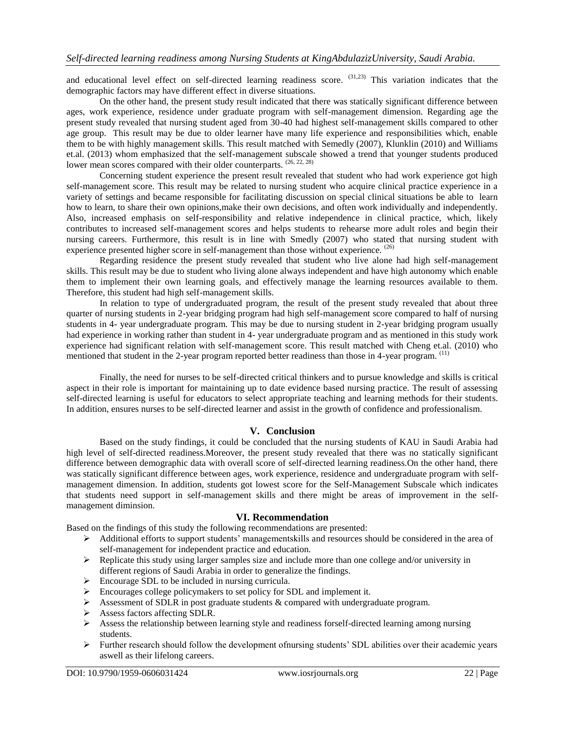and educational level effect on self-directed learning readiness score. [31,23] This variation indicates that the demographic factors may have different effect in diverse situations.

On the other hand, the present study result indicated that there was statically significant difference between ages, work experience, residence under graduate program with self-management dimension. Regarding age the present study revealed that nursing student aged from 30-40 had highest self-management skills compared to other age group. This result may be due to older learner have many life experience and responsibilities which, enable them to be with highly management skills. This result matched with Semedly (2007), Klunklin (2010) and Williams et.al. (2013) whom emphasized that the self-management subscale showed a trend that younger students produced lower mean scores compared with their older counterparts. [26, 22, 28]

Concerning student experience the present result revealed that student who had work experience got high self-management score. This result may be related to nursing student who acquire clinical practice experience in a variety of settings and became responsible for facilitating discussion on special clinical situations be able to learn how to learn, to share their own opinions,make their own decisions, and often work individually and independently. Also, increased emphasis on self-responsibility and relative independence in clinical practice, which, likely contributes to increased self-management scores and helps students to rehearse more adult roles and begin their nursing careers. Furthermore, this result is in line with Smedly (2007) who stated that nursing student with experience presented higher score in self-management than those without experience. [26]

Regarding residence the present study revealed that student who live alone had high self-management skills. This result may be due to student who living alone always independent and have high autonomy which enable them to implement their own learning goals, and effectively manage the learning resources available to them. Therefore, this student had high self-management skills.

In relation to type of undergraduated program, the result of the present study revealed that about three quarter of nursing students in 2-year bridging program had high self-management score compared to half of nursing students in 4- year undergraduate program. This may be due to nursing student in 2-year bridging program usually had experience in working rather than student in 4- year undergraduate program and as mentioned in this study work experience had significant relation with self-management score. This result matched with Cheng et.al. (2010) who mentioned that student in the 2-year program reported better readiness than those in 4-year program. [11]

Finally, the need for nurses to be self-directed critical thinkers and to pursue knowledge and skills is critical aspect in their role is important for maintaining up to date evidence based nursing practice. The result of assessing self-directed learning is useful for educators to select appropriate teaching and learning methods for their students. In addition, ensures nurses to be self-directed learner and assist in the growth of confidence and professionalism.

## V. Conclusion

Based on the study findings, it could be concluded that the nursing students of KAU in Saudi Arabia had high level of self-directed readiness.Moreover, the present study revealed that there was no statically significant difference between demographic data with overall score of self-directed learning readiness.On the other hand, there was statically significant difference between ages, work experience, residence and undergraduate program with self-management dimension. In addition, students got lowest score for the Self-Management Subscale which indicates that students need support in self-management skills and there might be areas of improvement in the self-management diminsion.

## VI. Recommendation

Based on the findings of this study the following recommendations are presented:

- Additional efforts to support students' managementskills and resources should be considered in the area of self-management for independent practice and education.
- Replicate this study using larger samples size and include more than one college and/or university in different regions of Saudi Arabia in order to generalize the findings.
- Encourage SDL to be included in nursing curricula.
- Encourages college policymakers to set policy for SDL and implement it.
- Assessment of SDLR in post graduate students & compared with undergraduate program.
- Assess factors affecting SDLR.
- Assess the relationship between learning style and readiness forself-directed learning among nursing students.
- Further research should follow the development ofnursing students' SDL abilities over their academic years aswell as their lifelong careers.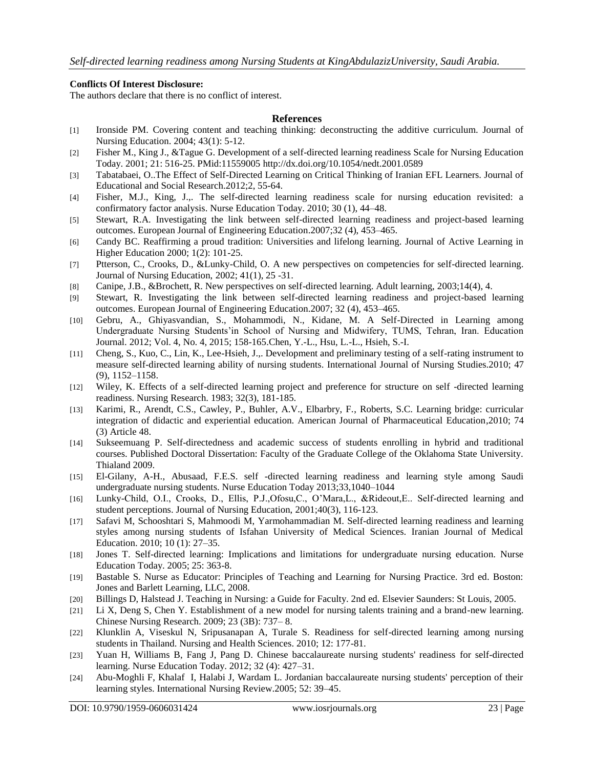**Conflicts Of Interest Disclosure:**
The authors declare that there is no conflict of interest.

## References

[1] Ironside PM. Covering content and teaching thinking: deconstructing the additive curriculum. Journal of Nursing Education. 2004; 43(1): 5-12.

[2] Fisher M., King J., &Tague G. Development of a self-directed learning readiness Scale for Nursing Education Today. 2001; 21: 516-25. PMid:11559005 http://dx.doi.org/10.1054/nedt.2001.0589

[3] Tabatabaei, O..The Effect of Self-Directed Learning on Critical Thinking of Iranian EFL Learners. Journal of Educational and Social Research.2012;2, 55-64.

[4] Fisher, M.J., King, J.,. The self-directed learning readiness scale for nursing education revisited: a confirmatory factor analysis. Nurse Education Today. 2010; 30 (1), 44–48.

[5] Stewart, R.A. Investigating the link between self-directed learning readiness and project-based learning outcomes. European Journal of Engineering Education.2007;32 (4), 453–465.

[6] Candy BC. Reaffirming a proud tradition: Universities and lifelong learning. Journal of Active Learning in Higher Education 2000; 1(2): 101-25.

[7] Ptterson, C., Crooks, D., &Lunky-Child, O. A new perspectives on competencies for self-directed learning. Journal of Nursing Education, 2002; 41(1), 25 -31.

[8] Canipe, J.B., &Brochett, R. New perspectives on self-directed learning. Adult learning, 2003;14(4), 4.

[9] Stewart, R. Investigating the link between self-directed learning readiness and project-based learning outcomes. European Journal of Engineering Education.2007; 32 (4), 453–465.

[10] Gebru, A., Ghiyasvandian, S., Mohammodi, N., Kidane, M. A Self-Directed in Learning among Undergraduate Nursing Students'in School of Nursing and Midwifery, TUMS, Tehran, Iran. Education Journal. 2012; Vol. 4, No. 4, 2015; 158-165.Chen, Y.-L., Hsu, L.-L., Hsieh, S.-I.

[11] Cheng, S., Kuo, C., Lin, K., Lee-Hsieh, J.,. Development and preliminary testing of a self-rating instrument to measure self-directed learning ability of nursing students. International Journal of Nursing Studies.2010; 47 (9), 1152–1158.

[12] Wiley, K. Effects of a self-directed learning project and preference for structure on self -directed learning readiness. Nursing Research. 1983; 32(3), 181-185.

[13] Karimi, R., Arendt, C.S., Cawley, P., Buhler, A.V., Elbarbry, F., Roberts, S.C. Learning bridge: curricular integration of didactic and experiential education. American Journal of Pharmaceutical Education,2010; 74 (3) Article 48.

[14] Sukseemuang P. Self-directedness and academic success of students enrolling in hybrid and traditional courses. Published Doctoral Dissertation: Faculty of the Graduate College of the Oklahoma State University. Thialand 2009.

[15] El-Gilany, A-H., Abusaad, F.E.S. self -directed learning readiness and learning style among Saudi undergraduate nursing students. Nurse Education Today 2013;33,1040–1044

[16] Lunky-Child, O.I., Crooks, D., Ellis, P.J.,Ofosu,C., O'Mara,L., &Rideout,E.. Self-directed learning and student perceptions. Journal of Nursing Education, 2001;40(3), 116-123.

[17] Safavi M, Schooshtari S, Mahmoodi M, Yarmohammadian M. Self-directed learning readiness and learning styles among nursing students of Isfahan University of Medical Sciences. Iranian Journal of Medical Education. 2010; 10 (1): 27–35.

[18] Jones T. Self-directed learning: Implications and limitations for undergraduate nursing education. Nurse Education Today. 2005; 25: 363-8.

[19] Bastable S. Nurse as Educator: Principles of Teaching and Learning for Nursing Practice. 3rd ed. Boston: Jones and Barlett Learning, LLC, 2008.

[20] Billings D, Halstead J. Teaching in Nursing: a Guide for Faculty. 2nd ed. Elsevier Saunders: St Louis, 2005.

[21] Li X, Deng S, Chen Y. Establishment of a new model for nursing talents training and a brand-new learning. Chinese Nursing Research. 2009; 23 (3B): 737– 8.

[22] Klunklin A, Viseskul N, Sripusanapan A, Turale S. Readiness for self-directed learning among nursing students in Thailand. Nursing and Health Sciences. 2010; 12: 177-81.

[23] Yuan H, Williams B, Fang J, Pang D. Chinese baccalaureate nursing students' readiness for self-directed learning. Nurse Education Today. 2012; 32 (4): 427–31.

[24] Abu-Moghli F, Khalaf I, Halabi J, Wardam L. Jordanian baccalaureate nursing students' perception of their learning styles. International Nursing Review.2005; 52: 39–45.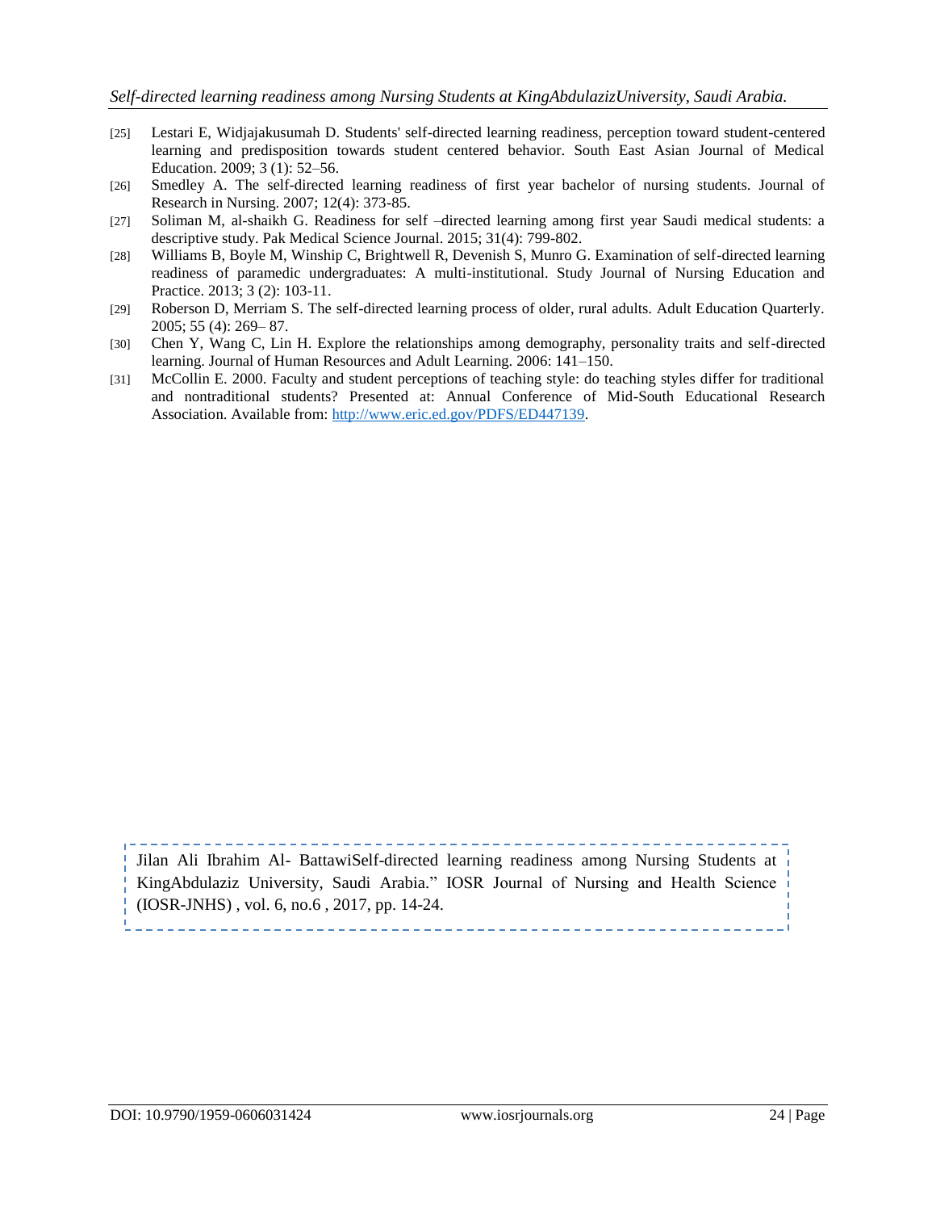[25] Lestari E, Widjajakusumah D. Students' self-directed learning readiness, perception toward student-centered learning and predisposition towards student centered behavior. South East Asian Journal of Medical Education. 2009; 3 (1): 52–56.

[26] Smedley A. The self-directed learning readiness of first year bachelor of nursing students. Journal of Research in Nursing. 2007; 12(4): 373-85.

[27] Soliman M, al-shaikh G. Readiness for self –directed learning among first year Saudi medical students: a descriptive study. Pak Medical Science Journal. 2015; 31(4): 799-802.

[28] Williams B, Boyle M, Winship C, Brightwell R, Devenish S, Munro G. Examination of self-directed learning readiness of paramedic undergraduates: A multi-institutional. Study Journal of Nursing Education and Practice. 2013; 3 (2): 103-11.

[29] Roberson D, Merriam S. The self-directed learning process of older, rural adults. Adult Education Quarterly. 2005; 55 (4): 269– 87.

[30] Chen Y, Wang C, Lin H. Explore the relationships among demography, personality traits and self-directed learning. Journal of Human Resources and Adult Learning. 2006: 141–150.

[31] McCollin E. 2000. Faculty and student perceptions of teaching style: do teaching styles differ for traditional and nontraditional students? Presented at: Annual Conference of Mid-South Educational Research Association. Available from: http://www.eric.ed.gov/PDFS/ED447139.

Jilan Ali Ibrahim Al- BattawiSelf-directed learning readiness among Nursing Students at KingAbdulaziz University, Saudi Arabia." IOSR Journal of Nursing and Health Science (IOSR-JNHS) , vol. 6, no.6 , 2017, pp. 14-24.